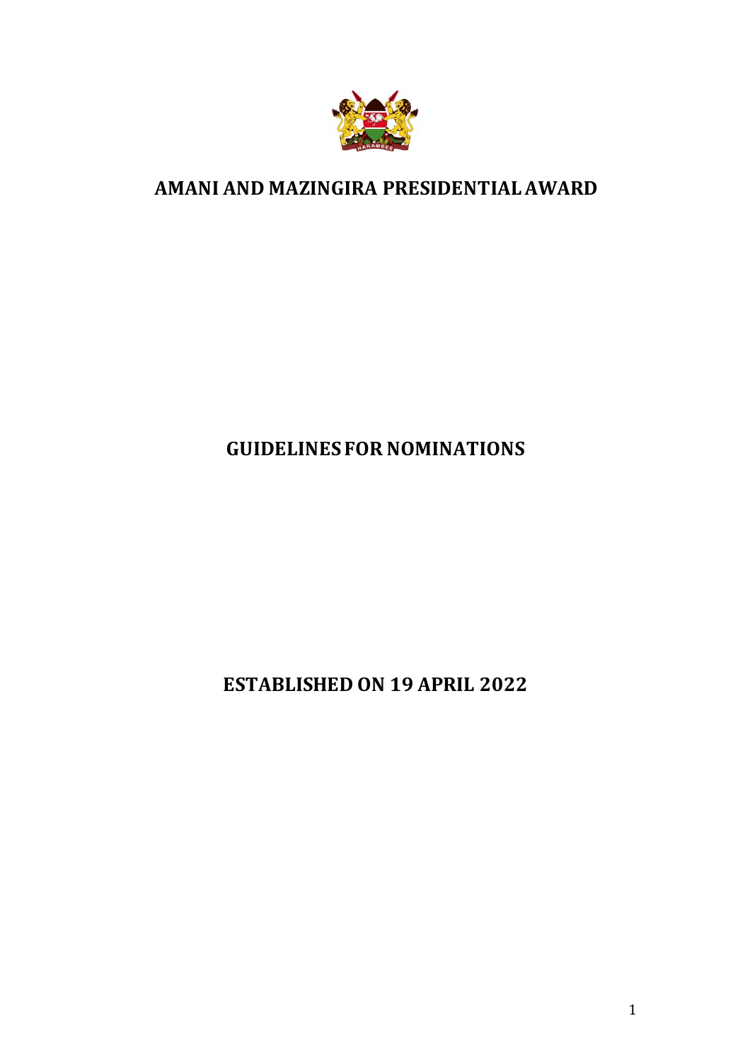# AMANI AND MAZINGIRA PRESIDENTIAL AWARD

## GUIDELINES FOR NOMINATIONS

## ESTABLISHED ON 19 APRIL 2022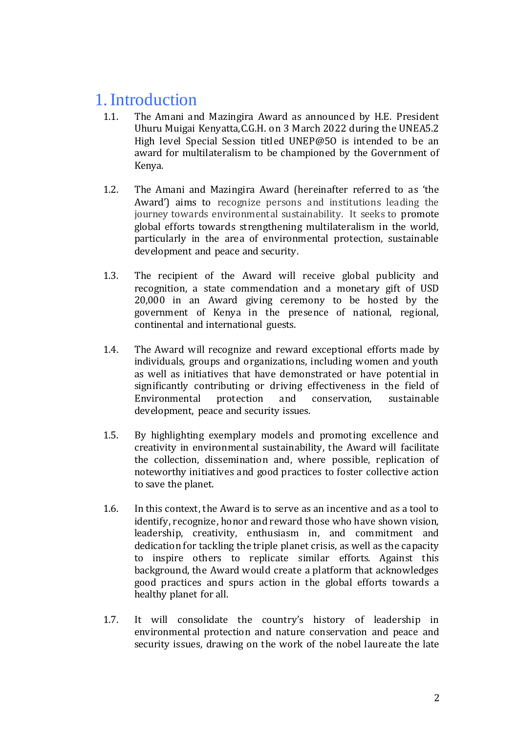# 1. Introduction

1.1. The Amani and Mazingira Award as announced by H.E. President Uhuru Muigai Kenyatta,C.G.H. on 3 March 2022 during the UNEA5.2 High level Special Session titled UNEP@50 is intended to be an award for multilateralism to be championed by the Government of Kenya.

1.2. The Amani and Mazingira Award (hereinafter referred to as 'the Award') aims to recognize persons and institutions leading the journey towards environmental sustainability. It seeks to promote global efforts towards strengthening multilateralism in the world, particularly in the area of environmental protection, sustainable development and peace and security.

1.3. The recipient of the Award will receive global publicity and recognition, a state commendation and a monetary gift of USD 20,000 in an Award giving ceremony to be hosted by the government of Kenya in the presence of national, regional, continental and international guests.

1.4. The Award will recognize and reward exceptional efforts made by individuals, groups and organizations, including women and youth as well as initiatives that have demonstrated or have potential in significantly contributing or driving effectiveness in the field of Environmental protection and conservation, sustainable development, peace and security issues.

1.5. By highlighting exemplary models and promoting excellence and creativity in environmental sustainability, the Award will facilitate the collection, dissemination and, where possible, replication of noteworthy initiatives and good practices to foster collective action to save the planet.

1.6. In this context, the Award is to serve as an incentive and as a tool to identify, recognize, honor and reward those who have shown vision, leadership, creativity, enthusiasm in, and commitment and dedication for tackling the triple planet crisis, as well as the capacity to inspire others to replicate similar efforts. Against this background, the Award would create a platform that acknowledges good practices and spurs action in the global efforts towards a healthy planet for all.

1.7. It will consolidate the country's history of leadership in environmental protection and nature conservation and peace and security issues, drawing on the work of the nobel laureate the late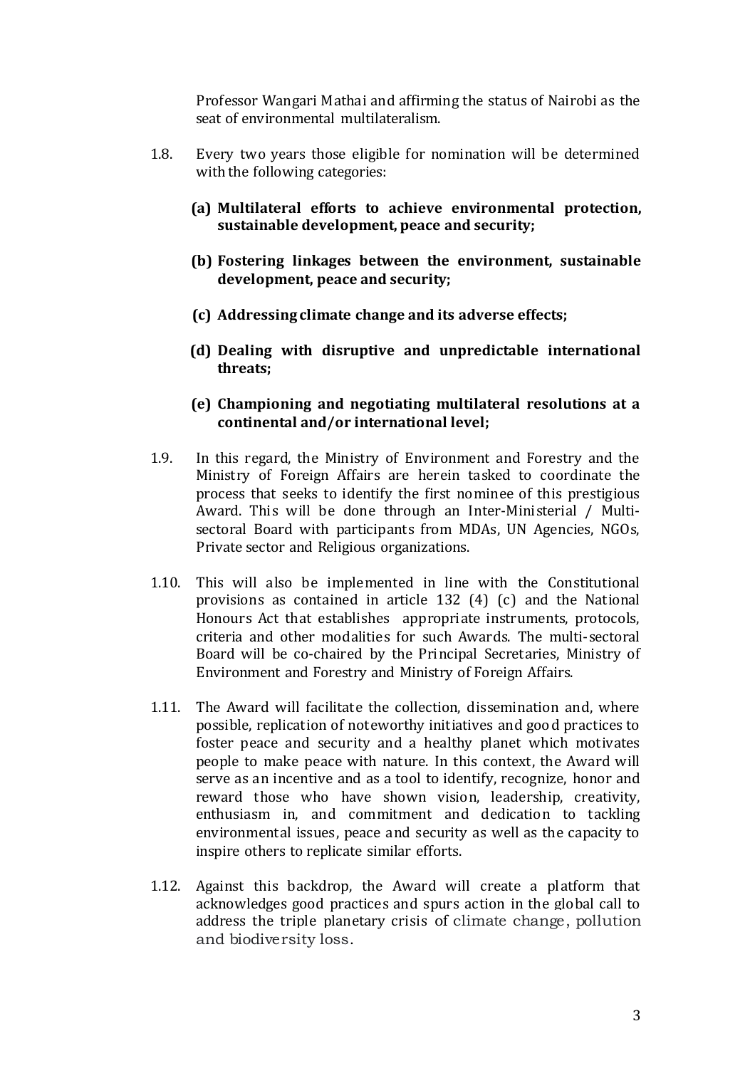Professor Wangari Mathai and affirming the status of Nairobi as the seat of environmental multilateralism.

1.8. Every two years those eligible for nomination will be determined with the following categories:

   **(a) Multilateral efforts to achieve environmental protection, sustainable development, peace and security;**

   **(b) Fostering linkages between the environment, sustainable development, peace and security;**

   **(c) Addressing climate change and its adverse effects;**

   **(d) Dealing with disruptive and unpredictable international threats;**

   **(e) Championing and negotiating multilateral resolutions at a continental and/or international level;**

1.9. In this regard, the Ministry of Environment and Forestry and the Ministry of Foreign Affairs are herein tasked to coordinate the process that seeks to identify the first nominee of this prestigious Award. This will be done through an Inter-Ministerial / Multi-sectoral Board with participants from MDAs, UN Agencies, NGOs, Private sector and Religious organizations.

1.10. This will also be implemented in line with the Constitutional provisions as contained in article 132 (4) (c) and the National Honours Act that establishes appropriate instruments, protocols, criteria and other modalities for such Awards. The multi-sectoral Board will be co-chaired by the Principal Secretaries, Ministry of Environment and Forestry and Ministry of Foreign Affairs.

1.11. The Award will facilitate the collection, dissemination and, where possible, replication of noteworthy initiatives and good practices to foster peace and security and a healthy planet which motivates people to make peace with nature. In this context, the Award will serve as an incentive and as a tool to identify, recognize, honor and reward those who have shown vision, leadership, creativity, enthusiasm in, and commitment and dedication to tackling environmental issues, peace and security as well as the capacity to inspire others to replicate similar efforts.

1.12. Against this backdrop, the Award will create a platform that acknowledges good practices and spurs action in the global call to address the triple planetary crisis of climate change, pollution and biodiversity loss.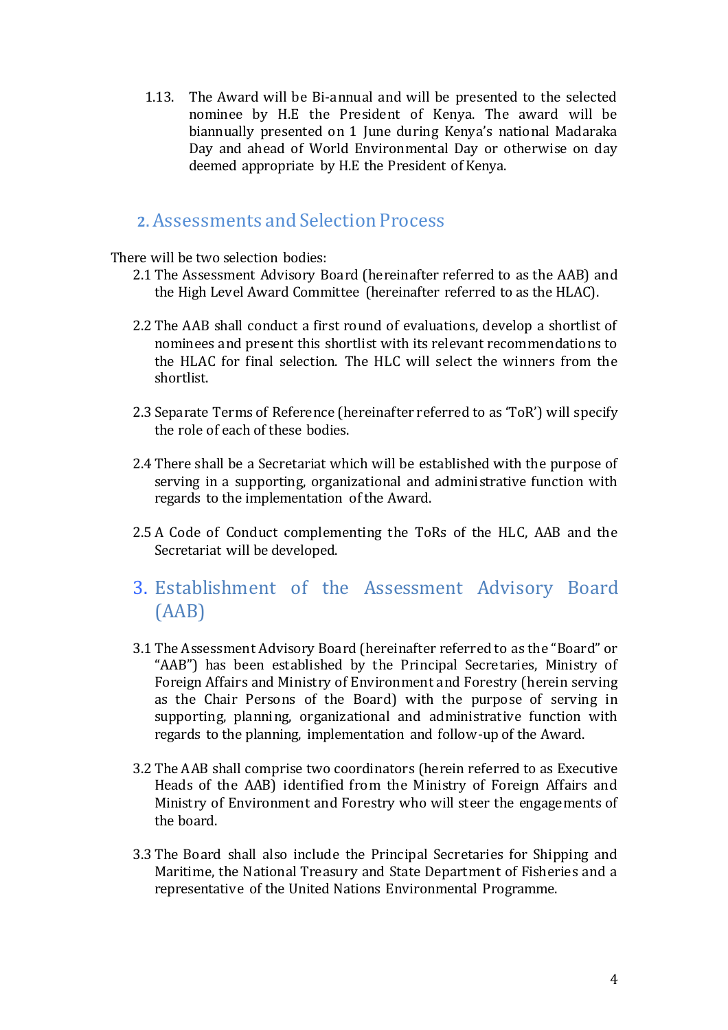1.13. The Award will be Bi-annual and will be presented to the selected nominee by H.E the President of Kenya. The award will be biannually presented on 1 June during Kenya's national Madaraka Day and ahead of World Environmental Day or otherwise on day deemed appropriate by H.E the President of Kenya.

## 2. Assessments and Selection Process

There will be two selection bodies:

2.1 The Assessment Advisory Board (hereinafter referred to as the AAB) and the High Level Award Committee (hereinafter referred to as the HLAC).

2.2 The AAB shall conduct a first round of evaluations, develop a shortlist of nominees and present this shortlist with its relevant recommendations to the HLAC for final selection. The HLC will select the winners from the shortlist.

2.3 Separate Terms of Reference (hereinafter referred to as 'ToR') will specify the role of each of these bodies.

2.4 There shall be a Secretariat which will be established with the purpose of serving in a supporting, organizational and administrative function with regards to the implementation of the Award.

2.5 A Code of Conduct complementing the ToRs of the HLC, AAB and the Secretariat will be developed.

## 3. Establishment of the Assessment Advisory Board (AAB)

3.1 The Assessment Advisory Board (hereinafter referred to as the "Board" or "AAB") has been established by the Principal Secretaries, Ministry of Foreign Affairs and Ministry of Environment and Forestry (herein serving as the Chair Persons of the Board) with the purpose of serving in supporting, planning, organizational and administrative function with regards to the planning, implementation and follow-up of the Award.

3.2 The AAB shall comprise two coordinators (herein referred to as Executive Heads of the AAB) identified from the Ministry of Foreign Affairs and Ministry of Environment and Forestry who will steer the engagements of the board.

3.3 The Board shall also include the Principal Secretaries for Shipping and Maritime, the National Treasury and State Department of Fisheries and a representative of the United Nations Environmental Programme.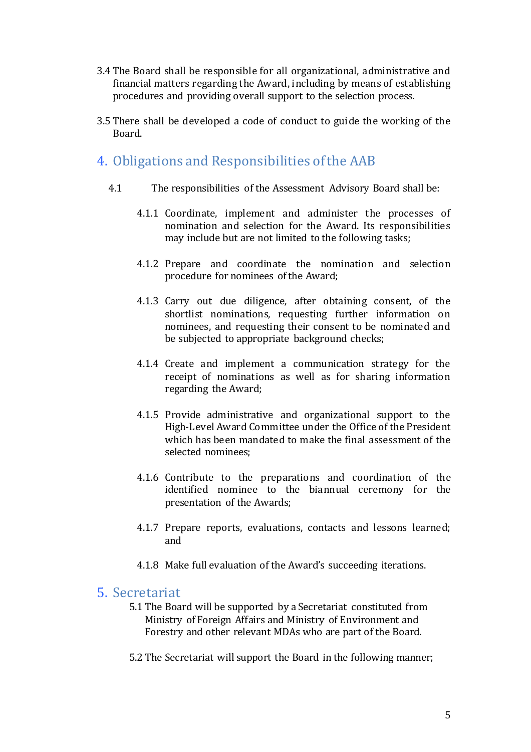3.4 The Board shall be responsible for all organizational, administrative and financial matters regarding the Award, including by means of establishing procedures and providing overall support to the selection process.

3.5 There shall be developed a code of conduct to guide the working of the Board.

## 4. Obligations and Responsibilities of the AAB

4.1 The responsibilities of the Assessment Advisory Board shall be:

4.1.1 Coordinate, implement and administer the processes of nomination and selection for the Award. Its responsibilities may include but are not limited to the following tasks;

4.1.2 Prepare and coordinate the nomination and selection procedure for nominees of the Award;

4.1.3 Carry out due diligence, after obtaining consent, of the shortlist nominations, requesting further information on nominees, and requesting their consent to be nominated and be subjected to appropriate background checks;

4.1.4 Create and implement a communication strategy for the receipt of nominations as well as for sharing information regarding the Award;

4.1.5 Provide administrative and organizational support to the High-Level Award Committee under the Office of the President which has been mandated to make the final assessment of the selected nominees;

4.1.6 Contribute to the preparations and coordination of the identified nominee to the biannual ceremony for the presentation of the Awards;

4.1.7 Prepare reports, evaluations, contacts and lessons learned; and

4.1.8 Make full evaluation of the Award's succeeding iterations.

## 5. Secretariat

5.1 The Board will be supported by a Secretariat constituted from Ministry of Foreign Affairs and Ministry of Environment and Forestry and other relevant MDAs who are part of the Board.

5.2 The Secretariat will support the Board in the following manner;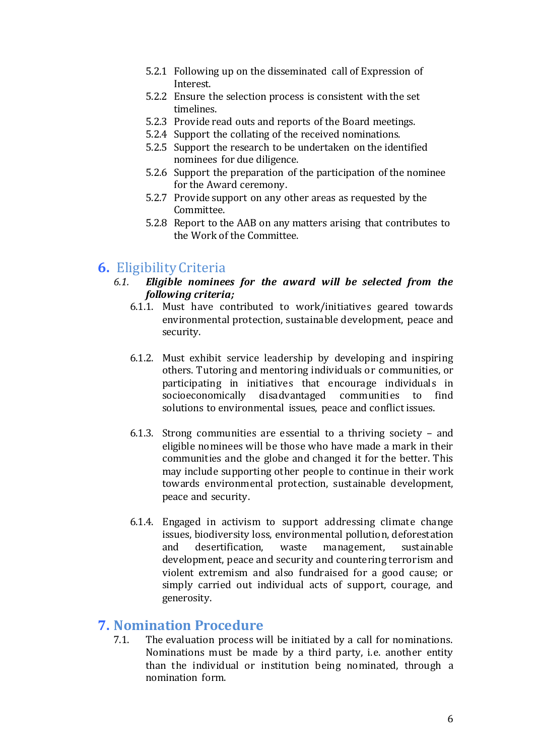5.2.1 Following up on the disseminated call of Expression of Interest.
5.2.2 Ensure the selection process is consistent with the set timelines.
5.2.3 Provide read outs and reports of the Board meetings.
5.2.4 Support the collating of the received nominations.
5.2.5 Support the research to be undertaken on the identified nominees for due diligence.
5.2.6 Support the preparation of the participation of the nominee for the Award ceremony.
5.2.7 Provide support on any other areas as requested by the Committee.
5.2.8 Report to the AAB on any matters arising that contributes to the Work of the Committee.

# **6.** Eligibility Criteria

*6.1.* ***Eligible nominees for the award will be selected from the following criteria;***

6.1.1. Must have contributed to work/initiatives geared towards environmental protection, sustainable development, peace and security.

6.1.2. Must exhibit service leadership by developing and inspiring others. Tutoring and mentoring individuals or communities, or participating in initiatives that encourage individuals in socioeconomically disadvantaged communities to find solutions to environmental issues, peace and conflict issues.

6.1.3. Strong communities are essential to a thriving society – and eligible nominees will be those who have made a mark in their communities and the globe and changed it for the better. This may include supporting other people to continue in their work towards environmental protection, sustainable development, peace and security.

6.1.4. Engaged in activism to support addressing climate change issues, biodiversity loss, environmental pollution, deforestation and desertification, waste management, sustainable development, peace and security and countering terrorism and violent extremism and also fundraised for a good cause; or simply carried out individual acts of support, courage, and generosity.

# **7. Nomination Procedure**

7.1. The evaluation process will be initiated by a call for nominations. Nominations must be made by a third party, i.e. another entity than the individual or institution being nominated, through a nomination form.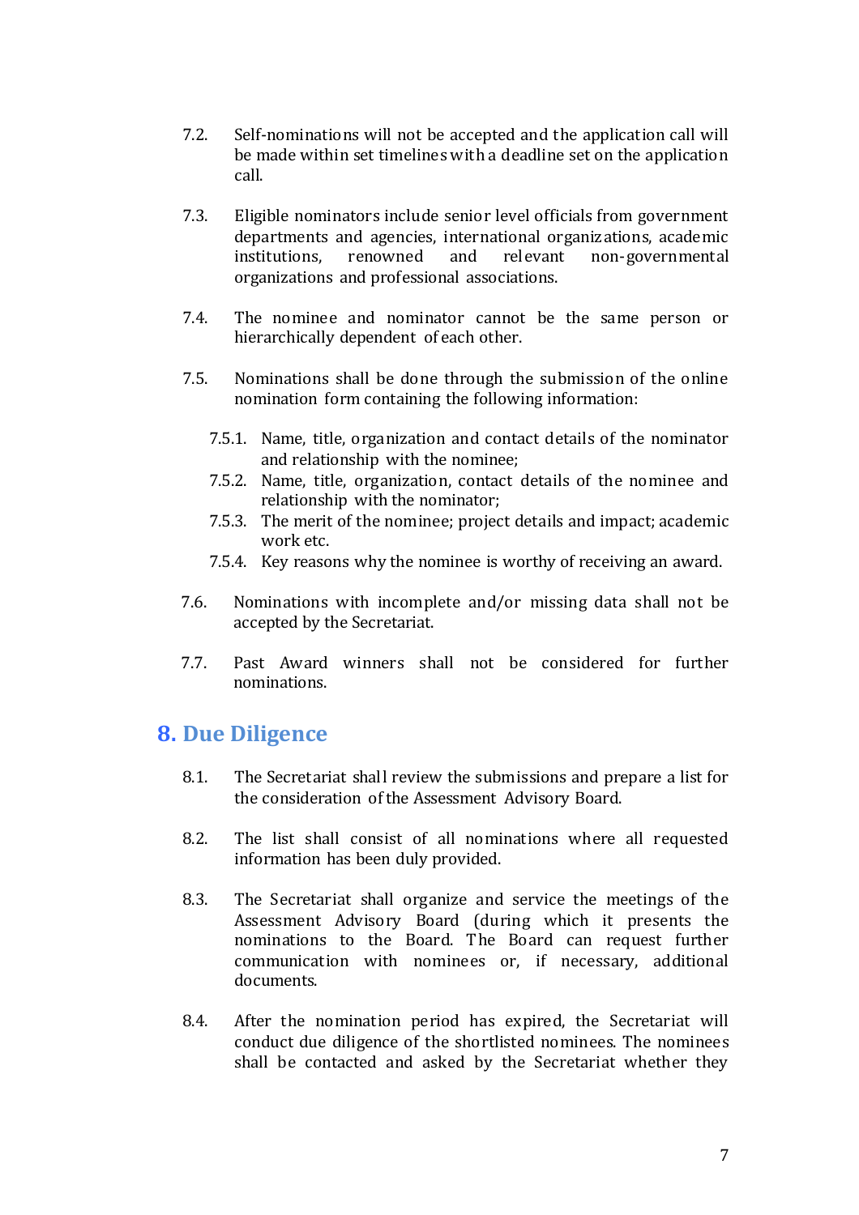7.2. Self-nominations will not be accepted and the application call will be made within set timelines with a deadline set on the application call.

7.3. Eligible nominators include senior level officials from government departments and agencies, international organizations, academic institutions, renowned and relevant non-governmental organizations and professional associations.

7.4. The nominee and nominator cannot be the same person or hierarchically dependent of each other.

7.5. Nominations shall be done through the submission of the online nomination form containing the following information:

   7.5.1. Name, title, organization and contact details of the nominator and relationship with the nominee;
   7.5.2. Name, title, organization, contact details of the nominee and relationship with the nominator;
   7.5.3. The merit of the nominee; project details and impact; academic work etc.
   7.5.4. Key reasons why the nominee is worthy of receiving an award.

7.6. Nominations with incomplete and/or missing data shall not be accepted by the Secretariat.

7.7. Past Award winners shall not be considered for further nominations.

## 8. Due Diligence

8.1. The Secretariat shall review the submissions and prepare a list for the consideration of the Assessment Advisory Board.

8.2. The list shall consist of all nominations where all requested information has been duly provided.

8.3. The Secretariat shall organize and service the meetings of the Assessment Advisory Board (during which it presents the nominations to the Board. The Board can request further communication with nominees or, if necessary, additional documents.

8.4. After the nomination period has expired, the Secretariat will conduct due diligence of the shortlisted nominees. The nominees shall be contacted and asked by the Secretariat whether they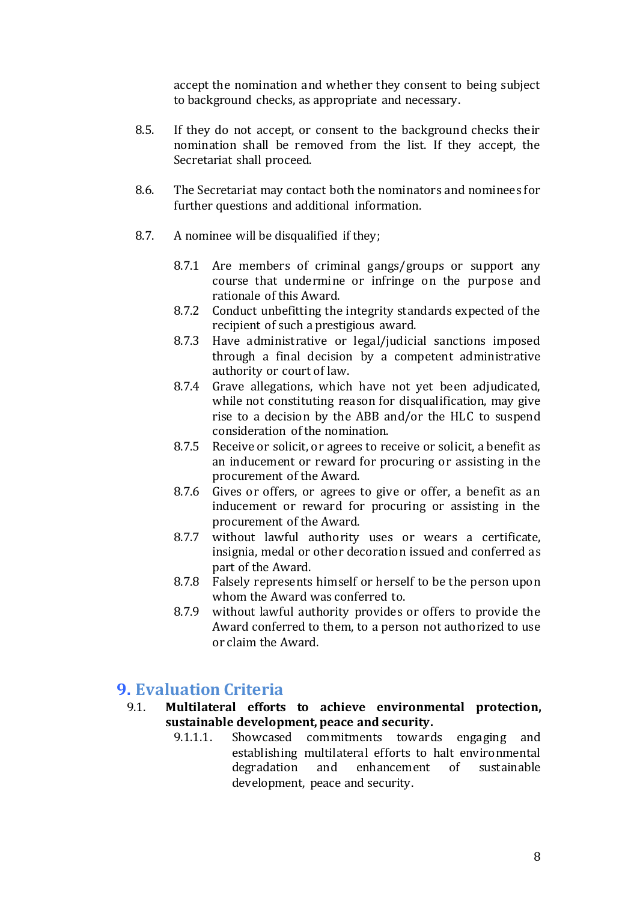accept the nomination and whether they consent to being subject to background checks, as appropriate and necessary.

8.5. If they do not accept, or consent to the background checks their nomination shall be removed from the list. If they accept, the Secretariat shall proceed.

8.6. The Secretariat may contact both the nominators and nominees for further questions and additional information.

8.7. A nominee will be disqualified if they;

- 8.7.1 Are members of criminal gangs/groups or support any course that undermine or infringe on the purpose and rationale of this Award.
- 8.7.2 Conduct unbefitting the integrity standards expected of the recipient of such a prestigious award.
- 8.7.3 Have administrative or legal/judicial sanctions imposed through a final decision by a competent administrative authority or court of law.
- 8.7.4 Grave allegations, which have not yet been adjudicated, while not constituting reason for disqualification, may give rise to a decision by the ABB and/or the HLC to suspend consideration of the nomination.
- 8.7.5 Receive or solicit, or agrees to receive or solicit, a benefit as an inducement or reward for procuring or assisting in the procurement of the Award.
- 8.7.6 Gives or offers, or agrees to give or offer, a benefit as an inducement or reward for procuring or assisting in the procurement of the Award.
- 8.7.7 without lawful authority uses or wears a certificate, insignia, medal or other decoration issued and conferred as part of the Award.
- 8.7.8 Falsely represents himself or herself to be the person upon whom the Award was conferred to.
- 8.7.9 without lawful authority provides or offers to provide the Award conferred to them, to a person not authorized to use or claim the Award.

## 9. Evaluation Criteria

9.1. **Multilateral efforts to achieve environmental protection, sustainable development, peace and security.**

9.1.1.1. Showcased commitments towards engaging and establishing multilateral efforts to halt environmental degradation and enhancement of sustainable development, peace and security.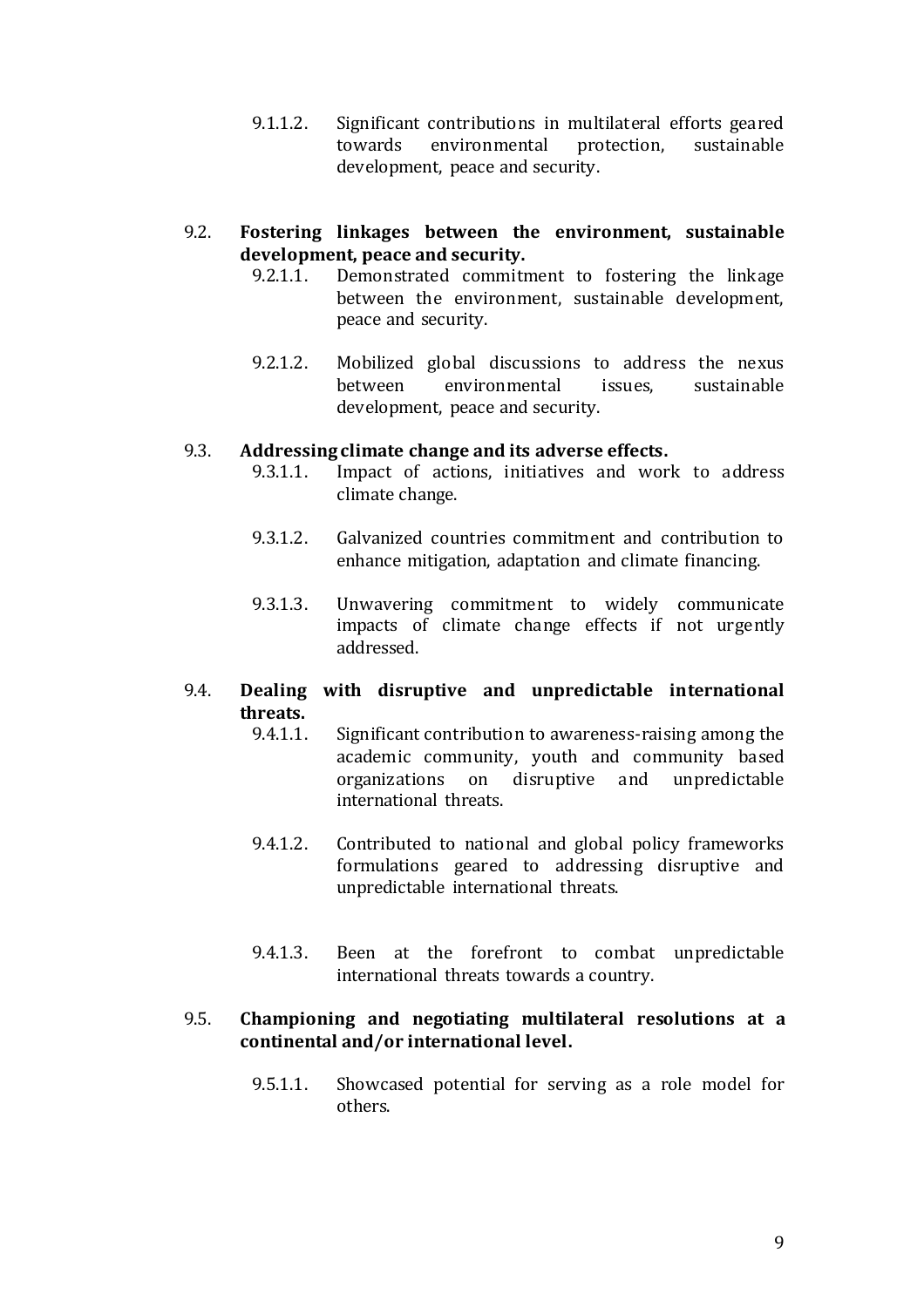9.1.1.2. Significant contributions in multilateral efforts geared towards environmental protection, sustainable development, peace and security.

9.2. **Fostering linkages between the environment, sustainable development, peace and security.**

9.2.1.1. Demonstrated commitment to fostering the linkage between the environment, sustainable development, peace and security.

9.2.1.2. Mobilized global discussions to address the nexus between environmental issues, sustainable development, peace and security.

9.3. **Addressing climate change and its adverse effects.**

9.3.1.1. Impact of actions, initiatives and work to address climate change.

9.3.1.2. Galvanized countries commitment and contribution to enhance mitigation, adaptation and climate financing.

9.3.1.3. Unwavering commitment to widely communicate impacts of climate change effects if not urgently addressed.

9.4. **Dealing with disruptive and unpredictable international threats.**

9.4.1.1. Significant contribution to awareness-raising among the academic community, youth and community based organizations on disruptive and unpredictable international threats.

9.4.1.2. Contributed to national and global policy frameworks formulations geared to addressing disruptive and unpredictable international threats.

9.4.1.3. Been at the forefront to combat unpredictable international threats towards a country.

9.5. **Championing and negotiating multilateral resolutions at a continental and/or international level.**

9.5.1.1. Showcased potential for serving as a role model for others.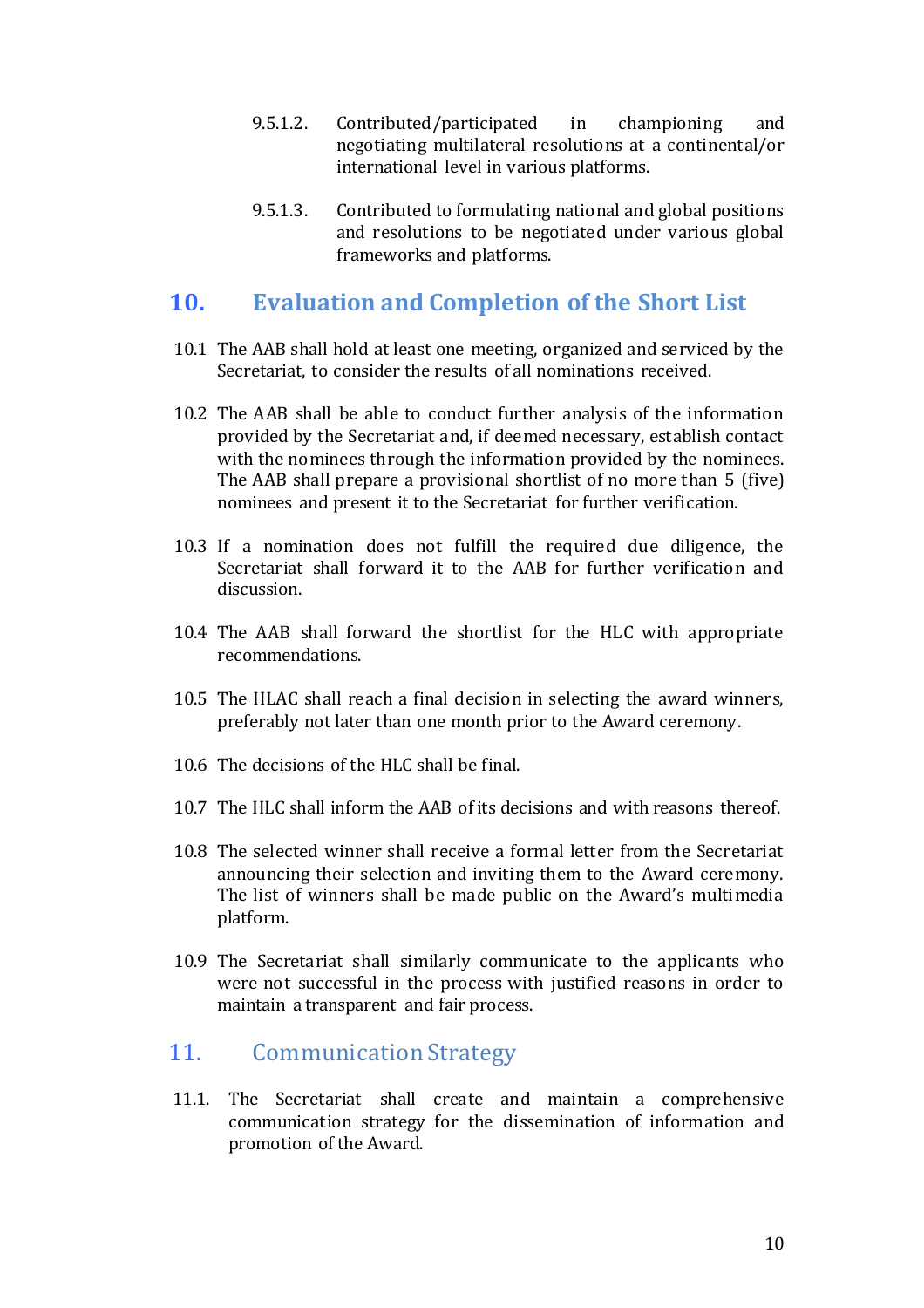9.5.1.2. Contributed/participated in championing and negotiating multilateral resolutions at a continental/or international level in various platforms.

9.5.1.3. Contributed to formulating national and global positions and resolutions to be negotiated under various global frameworks and platforms.

## 10. Evaluation and Completion of the Short List

10.1 The AAB shall hold at least one meeting, organized and serviced by the Secretariat, to consider the results of all nominations received.

10.2 The AAB shall be able to conduct further analysis of the information provided by the Secretariat and, if deemed necessary, establish contact with the nominees through the information provided by the nominees. The AAB shall prepare a provisional shortlist of no more than 5 (five) nominees and present it to the Secretariat for further verification.

10.3 If a nomination does not fulfill the required due diligence, the Secretariat shall forward it to the AAB for further verification and discussion.

10.4 The AAB shall forward the shortlist for the HLC with appropriate recommendations.

10.5 The HLAC shall reach a final decision in selecting the award winners, preferably not later than one month prior to the Award ceremony.

10.6 The decisions of the HLC shall be final.

10.7 The HLC shall inform the AAB of its decisions and with reasons thereof.

10.8 The selected winner shall receive a formal letter from the Secretariat announcing their selection and inviting them to the Award ceremony. The list of winners shall be made public on the Award's multimedia platform.

10.9 The Secretariat shall similarly communicate to the applicants who were not successful in the process with justified reasons in order to maintain a transparent and fair process.

## 11. Communication Strategy

11.1. The Secretariat shall create and maintain a comprehensive communication strategy for the dissemination of information and promotion of the Award.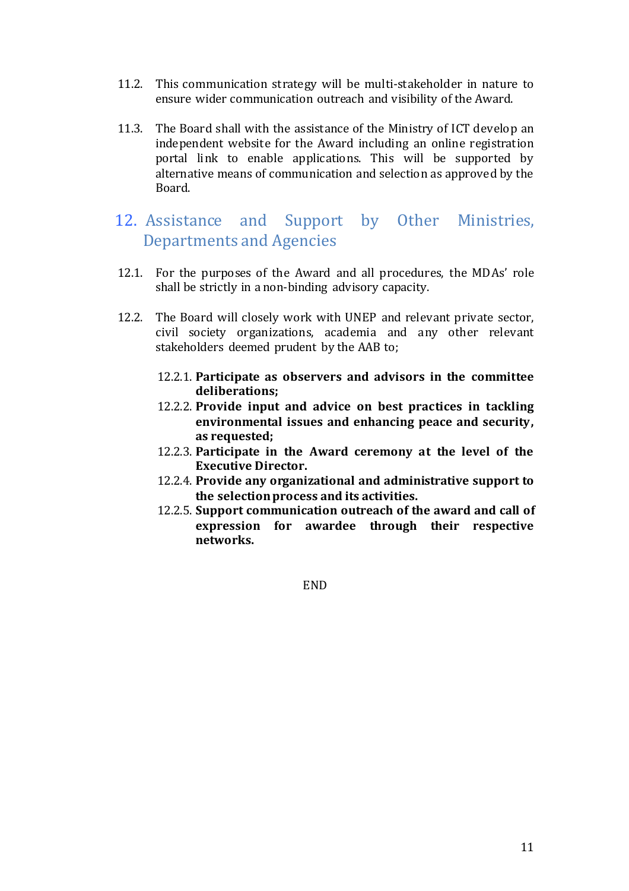11.2. This communication strategy will be multi-stakeholder in nature to ensure wider communication outreach and visibility of the Award.

11.3. The Board shall with the assistance of the Ministry of ICT develop an independent website for the Award including an online registration portal link to enable applications. This will be supported by alternative means of communication and selection as approved by the Board.

## 12. Assistance and Support by Other Ministries, Departments and Agencies

12.1. For the purposes of the Award and all procedures, the MDAs' role shall be strictly in a non-binding advisory capacity.

12.2. The Board will closely work with UNEP and relevant private sector, civil society organizations, academia and any other relevant stakeholders deemed prudent by the AAB to;

- 12.2.1. **Participate as observers and advisors in the committee deliberations;**
- 12.2.2. **Provide input and advice on best practices in tackling environmental issues and enhancing peace and security, as requested;**
- 12.2.3. **Participate in the Award ceremony at the level of the Executive Director.**
- 12.2.4. **Provide any organizational and administrative support to the selection process and its activities.**
- 12.2.5. **Support communication outreach of the award and call of expression for awardee through their respective networks.**

END